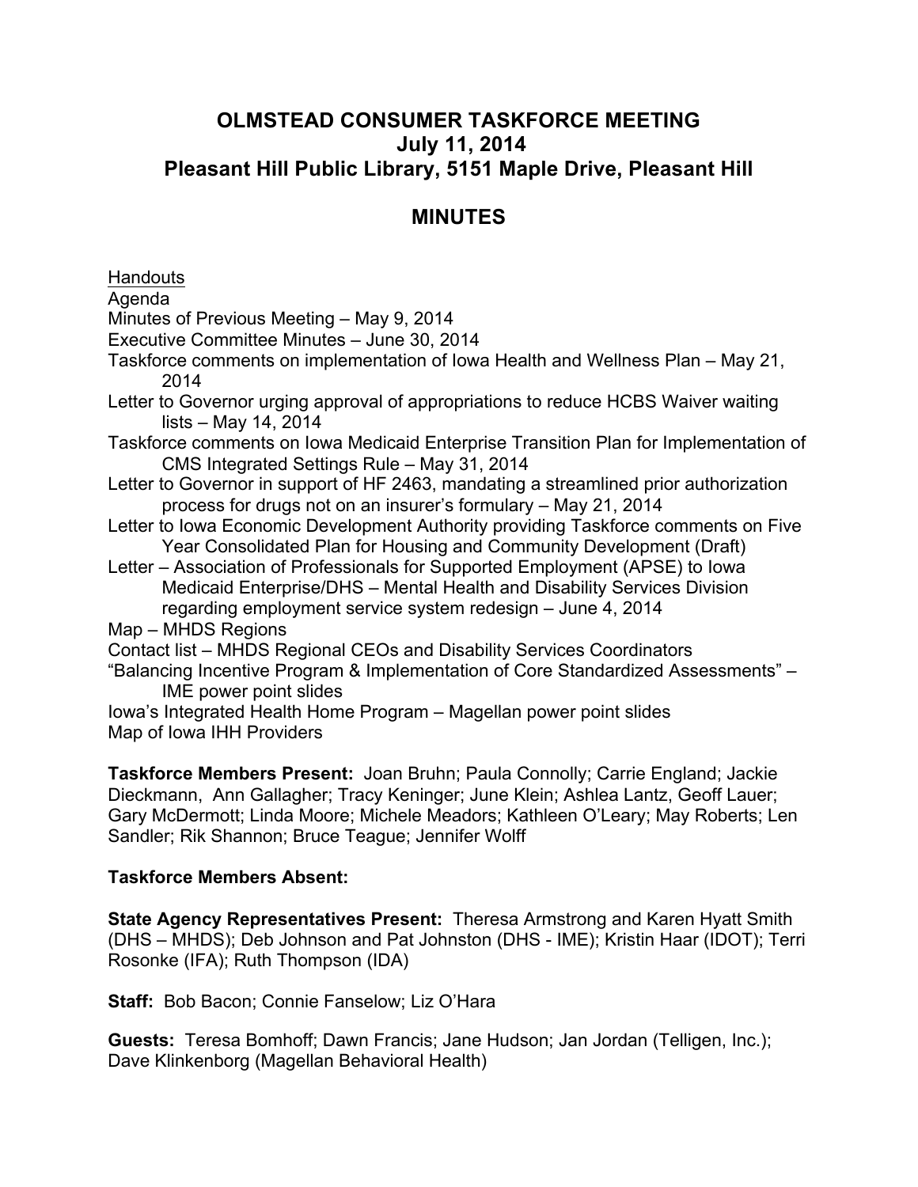# OLMSTEAD CONSUMER TASKFORCE MEETING
# July 11, 2014
# Pleasant Hill Public Library, 5151 Maple Drive, Pleasant Hill

## MINUTES

<u>Handouts</u>

Agenda
Minutes of Previous Meeting – May 9, 2014
Executive Committee Minutes – June 30, 2014
Taskforce comments on implementation of Iowa Health and Wellness Plan – May 21, 2014
Letter to Governor urging approval of appropriations to reduce HCBS Waiver waiting lists – May 14, 2014
Taskforce comments on Iowa Medicaid Enterprise Transition Plan for Implementation of CMS Integrated Settings Rule – May 31, 2014
Letter to Governor in support of HF 2463, mandating a streamlined prior authorization process for drugs not on an insurer's formulary – May 21, 2014
Letter to Iowa Economic Development Authority providing Taskforce comments on Five Year Consolidated Plan for Housing and Community Development (Draft)
Letter – Association of Professionals for Supported Employment (APSE) to Iowa Medicaid Enterprise/DHS – Mental Health and Disability Services Division regarding employment service system redesign – June 4, 2014
Map – MHDS Regions
Contact list – MHDS Regional CEOs and Disability Services Coordinators
"Balancing Incentive Program & Implementation of Core Standardized Assessments" – IME power point slides
Iowa's Integrated Health Home Program – Magellan power point slides
Map of Iowa IHH Providers

**Taskforce Members Present:** Joan Bruhn; Paula Connolly; Carrie England; Jackie Dieckmann, Ann Gallagher; Tracy Keninger; June Klein; Ashlea Lantz, Geoff Lauer; Gary McDermott; Linda Moore; Michele Meadors; Kathleen O'Leary; May Roberts; Len Sandler; Rik Shannon; Bruce Teague; Jennifer Wolff

**Taskforce Members Absent:**

**State Agency Representatives Present:** Theresa Armstrong and Karen Hyatt Smith (DHS – MHDS); Deb Johnson and Pat Johnston (DHS - IME); Kristin Haar (IDOT); Terri Rosonke (IFA); Ruth Thompson (IDA)

**Staff:** Bob Bacon; Connie Fanselow; Liz O'Hara

**Guests:** Teresa Bomhoff; Dawn Francis; Jane Hudson; Jan Jordan (Telligen, Inc.); Dave Klinkenborg (Magellan Behavioral Health)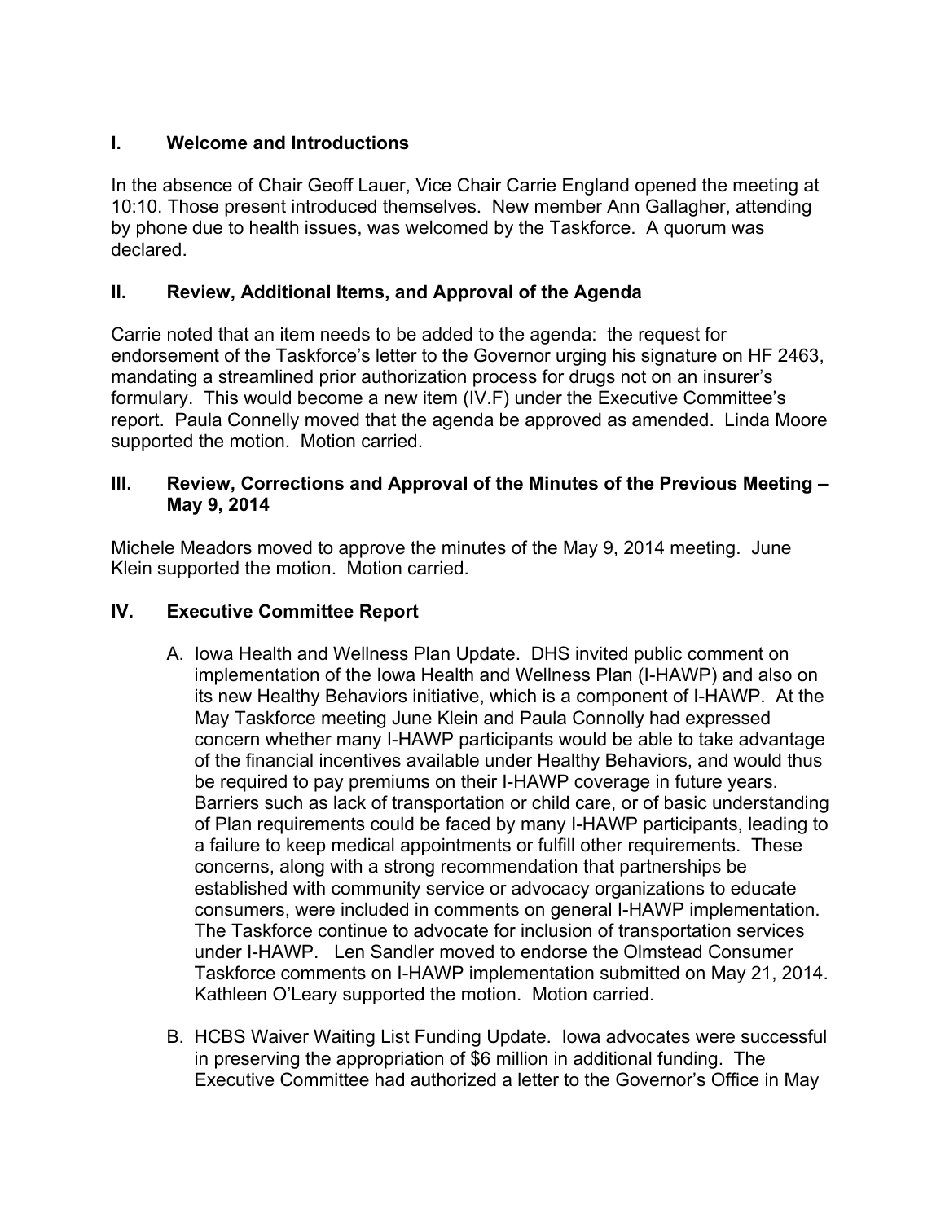## I. Welcome and Introductions

In the absence of Chair Geoff Lauer, Vice Chair Carrie England opened the meeting at 10:10. Those present introduced themselves. New member Ann Gallagher, attending by phone due to health issues, was welcomed by the Taskforce. A quorum was declared.

## II. Review, Additional Items, and Approval of the Agenda

Carrie noted that an item needs to be added to the agenda: the request for endorsement of the Taskforce's letter to the Governor urging his signature on HF 2463, mandating a streamlined prior authorization process for drugs not on an insurer's formulary. This would become a new item (IV.F) under the Executive Committee's report. Paula Connelly moved that the agenda be approved as amended. Linda Moore supported the motion. Motion carried.

## III. Review, Corrections and Approval of the Minutes of the Previous Meeting – May 9, 2014

Michele Meadors moved to approve the minutes of the May 9, 2014 meeting. June Klein supported the motion. Motion carried.

## IV. Executive Committee Report

A. Iowa Health and Wellness Plan Update. DHS invited public comment on implementation of the Iowa Health and Wellness Plan (I-HAWP) and also on its new Healthy Behaviors initiative, which is a component of I-HAWP. At the May Taskforce meeting June Klein and Paula Connolly had expressed concern whether many I-HAWP participants would be able to take advantage of the financial incentives available under Healthy Behaviors, and would thus be required to pay premiums on their I-HAWP coverage in future years. Barriers such as lack of transportation or child care, or of basic understanding of Plan requirements could be faced by many I-HAWP participants, leading to a failure to keep medical appointments or fulfill other requirements. These concerns, along with a strong recommendation that partnerships be established with community service or advocacy organizations to educate consumers, were included in comments on general I-HAWP implementation. The Taskforce continue to advocate for inclusion of transportation services under I-HAWP. Len Sandler moved to endorse the Olmstead Consumer Taskforce comments on I-HAWP implementation submitted on May 21, 2014. Kathleen O'Leary supported the motion. Motion carried.

B. HCBS Waiver Waiting List Funding Update. Iowa advocates were successful in preserving the appropriation of $6 million in additional funding. The Executive Committee had authorized a letter to the Governor's Office in May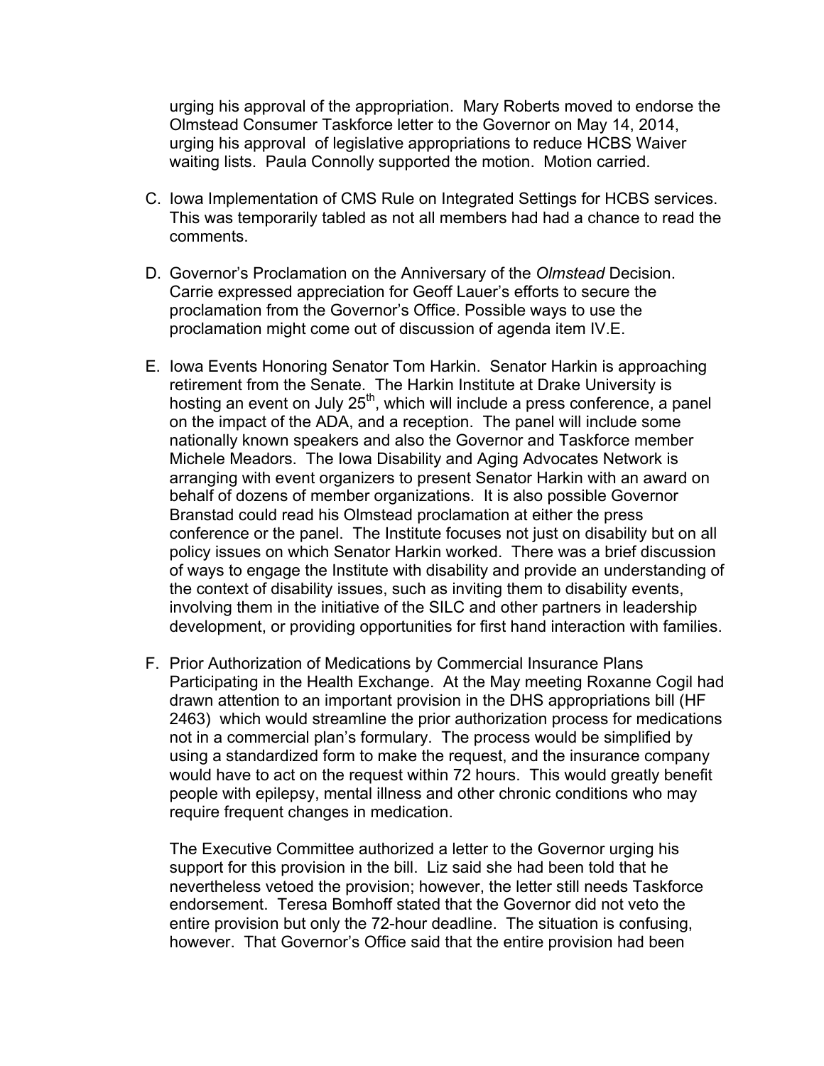urging his approval of the appropriation. Mary Roberts moved to endorse the Olmstead Consumer Taskforce letter to the Governor on May 14, 2014, urging his approval of legislative appropriations to reduce HCBS Waiver waiting lists. Paula Connolly supported the motion. Motion carried.

C. Iowa Implementation of CMS Rule on Integrated Settings for HCBS services. This was temporarily tabled as not all members had had a chance to read the comments.

D. Governor's Proclamation on the Anniversary of the *Olmstead* Decision. Carrie expressed appreciation for Geoff Lauer's efforts to secure the proclamation from the Governor's Office. Possible ways to use the proclamation might come out of discussion of agenda item IV.E.

E. Iowa Events Honoring Senator Tom Harkin. Senator Harkin is approaching retirement from the Senate. The Harkin Institute at Drake University is hosting an event on July 25th, which will include a press conference, a panel on the impact of the ADA, and a reception. The panel will include some nationally known speakers and also the Governor and Taskforce member Michele Meadors. The Iowa Disability and Aging Advocates Network is arranging with event organizers to present Senator Harkin with an award on behalf of dozens of member organizations. It is also possible Governor Branstad could read his Olmstead proclamation at either the press conference or the panel. The Institute focuses not just on disability but on all policy issues on which Senator Harkin worked. There was a brief discussion of ways to engage the Institute with disability and provide an understanding of the context of disability issues, such as inviting them to disability events, involving them in the initiative of the SILC and other partners in leadership development, or providing opportunities for first hand interaction with families.

F. Prior Authorization of Medications by Commercial Insurance Plans Participating in the Health Exchange. At the May meeting Roxanne Cogil had drawn attention to an important provision in the DHS appropriations bill (HF 2463) which would streamline the prior authorization process for medications not in a commercial plan's formulary. The process would be simplified by using a standardized form to make the request, and the insurance company would have to act on the request within 72 hours. This would greatly benefit people with epilepsy, mental illness and other chronic conditions who may require frequent changes in medication.

   The Executive Committee authorized a letter to the Governor urging his support for this provision in the bill. Liz said she had been told that he nevertheless vetoed the provision; however, the letter still needs Taskforce endorsement. Teresa Bomhoff stated that the Governor did not veto the entire provision but only the 72-hour deadline. The situation is confusing, however. That Governor's Office said that the entire provision had been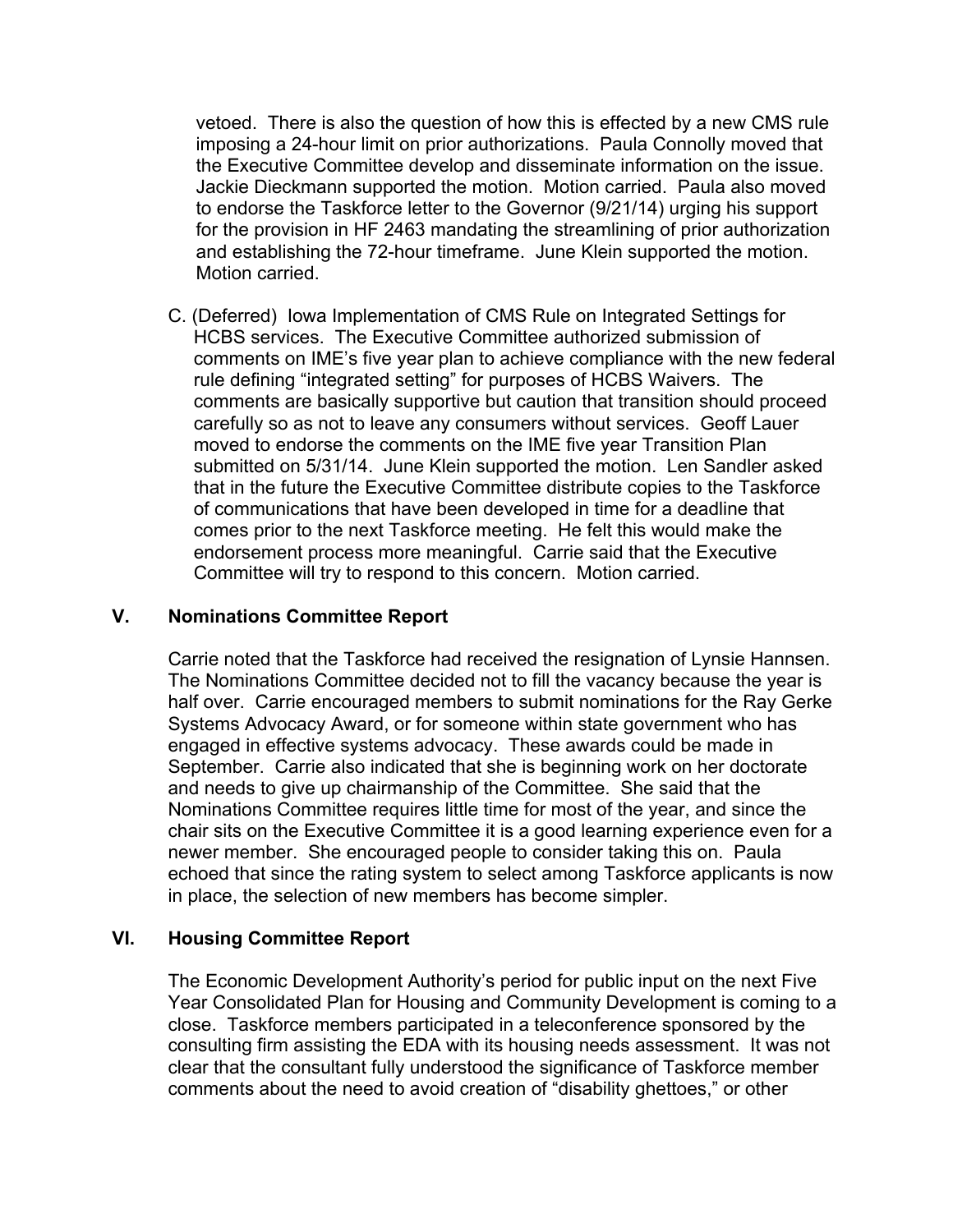vetoed. There is also the question of how this is effected by a new CMS rule imposing a 24-hour limit on prior authorizations. Paula Connolly moved that the Executive Committee develop and disseminate information on the issue. Jackie Dieckmann supported the motion. Motion carried. Paula also moved to endorse the Taskforce letter to the Governor (9/21/14) urging his support for the provision in HF 2463 mandating the streamlining of prior authorization and establishing the 72-hour timeframe. June Klein supported the motion. Motion carried.

C. (Deferred) Iowa Implementation of CMS Rule on Integrated Settings for HCBS services. The Executive Committee authorized submission of comments on IME's five year plan to achieve compliance with the new federal rule defining "integrated setting" for purposes of HCBS Waivers. The comments are basically supportive but caution that transition should proceed carefully so as not to leave any consumers without services. Geoff Lauer moved to endorse the comments on the IME five year Transition Plan submitted on 5/31/14. June Klein supported the motion. Len Sandler asked that in the future the Executive Committee distribute copies to the Taskforce of communications that have been developed in time for a deadline that comes prior to the next Taskforce meeting. He felt this would make the endorsement process more meaningful. Carrie said that the Executive Committee will try to respond to this concern. Motion carried.

## V. Nominations Committee Report

Carrie noted that the Taskforce had received the resignation of Lynsie Hannsen. The Nominations Committee decided not to fill the vacancy because the year is half over. Carrie encouraged members to submit nominations for the Ray Gerke Systems Advocacy Award, or for someone within state government who has engaged in effective systems advocacy. These awards could be made in September. Carrie also indicated that she is beginning work on her doctorate and needs to give up chairmanship of the Committee. She said that the Nominations Committee requires little time for most of the year, and since the chair sits on the Executive Committee it is a good learning experience even for a newer member. She encouraged people to consider taking this on. Paula echoed that since the rating system to select among Taskforce applicants is now in place, the selection of new members has become simpler.

## VI. Housing Committee Report

The Economic Development Authority's period for public input on the next Five Year Consolidated Plan for Housing and Community Development is coming to a close. Taskforce members participated in a teleconference sponsored by the consulting firm assisting the EDA with its housing needs assessment. It was not clear that the consultant fully understood the significance of Taskforce member comments about the need to avoid creation of "disability ghettoes," or other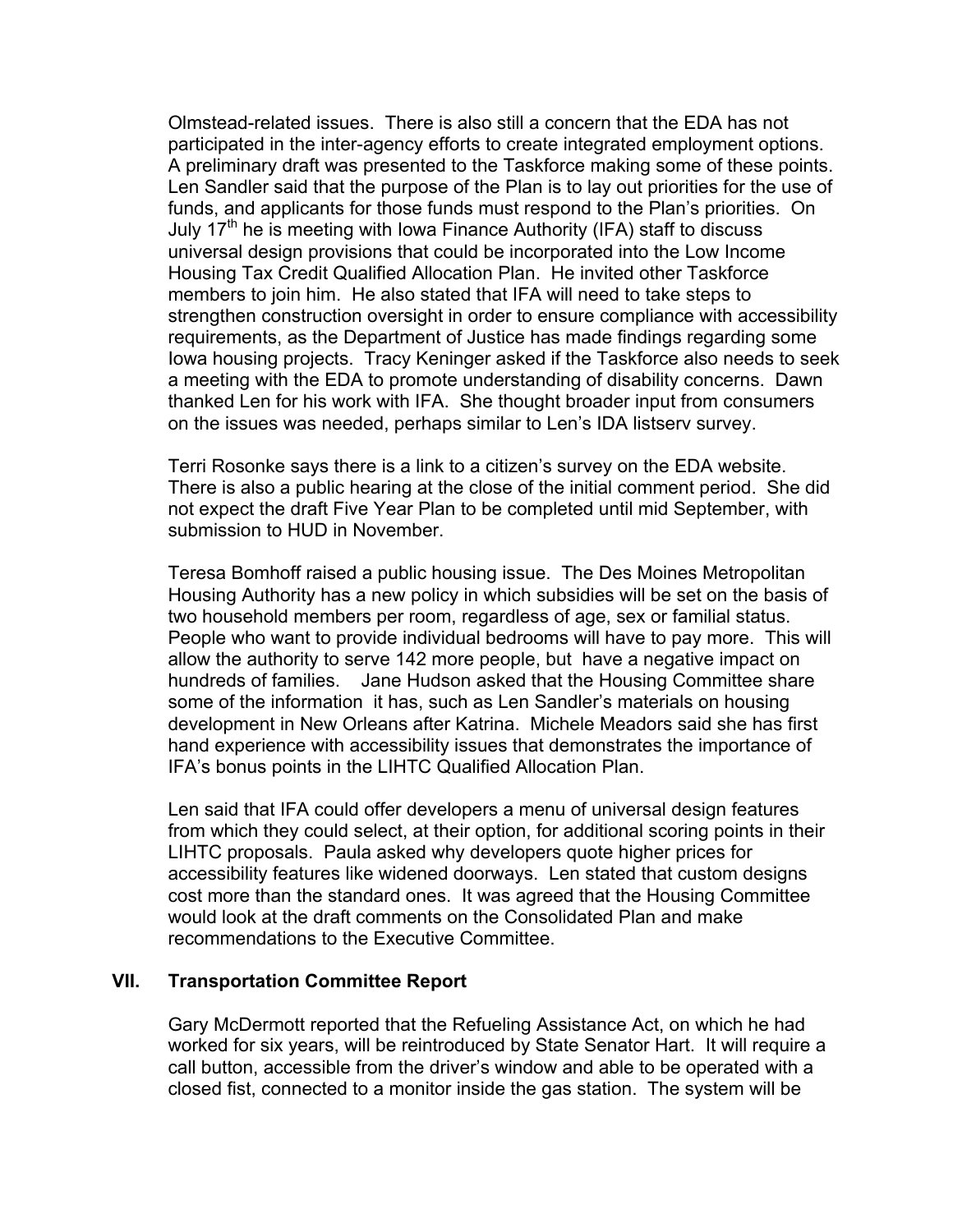Olmstead-related issues. There is also still a concern that the EDA has not participated in the inter-agency efforts to create integrated employment options. A preliminary draft was presented to the Taskforce making some of these points. Len Sandler said that the purpose of the Plan is to lay out priorities for the use of funds, and applicants for those funds must respond to the Plan's priorities. On July 17th he is meeting with Iowa Finance Authority (IFA) staff to discuss universal design provisions that could be incorporated into the Low Income Housing Tax Credit Qualified Allocation Plan. He invited other Taskforce members to join him. He also stated that IFA will need to take steps to strengthen construction oversight in order to ensure compliance with accessibility requirements, as the Department of Justice has made findings regarding some Iowa housing projects. Tracy Keninger asked if the Taskforce also needs to seek a meeting with the EDA to promote understanding of disability concerns. Dawn thanked Len for his work with IFA. She thought broader input from consumers on the issues was needed, perhaps similar to Len's IDA listserv survey.

Terri Rosonke says there is a link to a citizen's survey on the EDA website. There is also a public hearing at the close of the initial comment period. She did not expect the draft Five Year Plan to be completed until mid September, with submission to HUD in November.

Teresa Bomhoff raised a public housing issue. The Des Moines Metropolitan Housing Authority has a new policy in which subsidies will be set on the basis of two household members per room, regardless of age, sex or familial status. People who want to provide individual bedrooms will have to pay more. This will allow the authority to serve 142 more people, but have a negative impact on hundreds of families. Jane Hudson asked that the Housing Committee share some of the information it has, such as Len Sandler's materials on housing development in New Orleans after Katrina. Michele Meadors said she has first hand experience with accessibility issues that demonstrates the importance of IFA's bonus points in the LIHTC Qualified Allocation Plan.

Len said that IFA could offer developers a menu of universal design features from which they could select, at their option, for additional scoring points in their LIHTC proposals. Paula asked why developers quote higher prices for accessibility features like widened doorways. Len stated that custom designs cost more than the standard ones. It was agreed that the Housing Committee would look at the draft comments on the Consolidated Plan and make recommendations to the Executive Committee.

## VII. Transportation Committee Report

Gary McDermott reported that the Refueling Assistance Act, on which he had worked for six years, will be reintroduced by State Senator Hart. It will require a call button, accessible from the driver's window and able to be operated with a closed fist, connected to a monitor inside the gas station. The system will be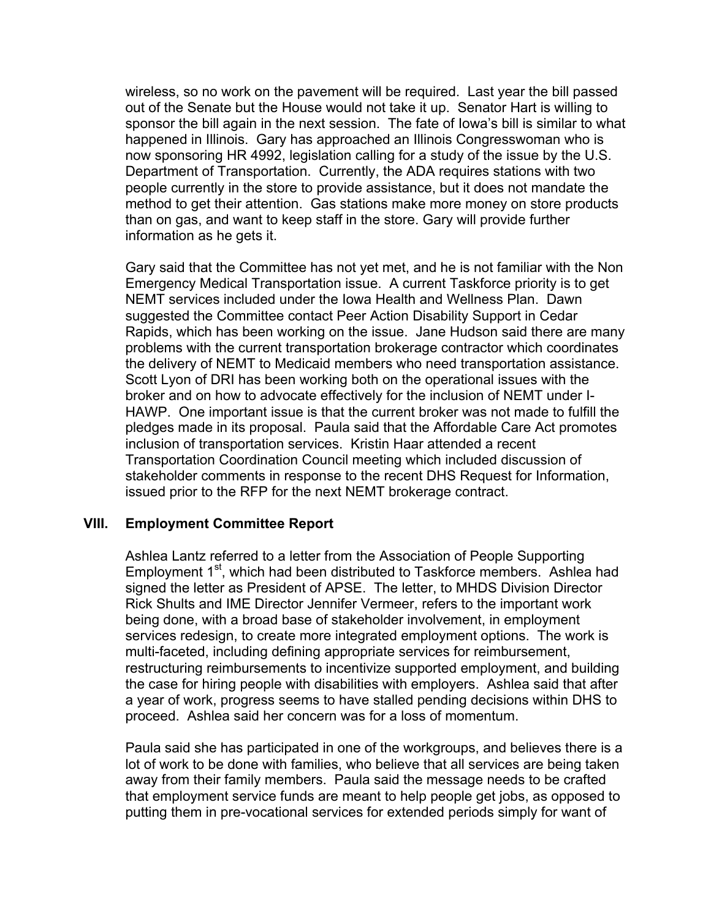wireless, so no work on the pavement will be required. Last year the bill passed out of the Senate but the House would not take it up. Senator Hart is willing to sponsor the bill again in the next session. The fate of Iowa's bill is similar to what happened in Illinois. Gary has approached an Illinois Congresswoman who is now sponsoring HR 4992, legislation calling for a study of the issue by the U.S. Department of Transportation. Currently, the ADA requires stations with two people currently in the store to provide assistance, but it does not mandate the method to get their attention. Gas stations make more money on store products than on gas, and want to keep staff in the store. Gary will provide further information as he gets it.

Gary said that the Committee has not yet met, and he is not familiar with the Non Emergency Medical Transportation issue. A current Taskforce priority is to get NEMT services included under the Iowa Health and Wellness Plan. Dawn suggested the Committee contact Peer Action Disability Support in Cedar Rapids, which has been working on the issue. Jane Hudson said there are many problems with the current transportation brokerage contractor which coordinates the delivery of NEMT to Medicaid members who need transportation assistance. Scott Lyon of DRI has been working both on the operational issues with the broker and on how to advocate effectively for the inclusion of NEMT under I-HAWP. One important issue is that the current broker was not made to fulfill the pledges made in its proposal. Paula said that the Affordable Care Act promotes inclusion of transportation services. Kristin Haar attended a recent Transportation Coordination Council meeting which included discussion of stakeholder comments in response to the recent DHS Request for Information, issued prior to the RFP for the next NEMT brokerage contract.

## VIII. Employment Committee Report

Ashlea Lantz referred to a letter from the Association of People Supporting Employment 1st, which had been distributed to Taskforce members. Ashlea had signed the letter as President of APSE. The letter, to MHDS Division Director Rick Shults and IME Director Jennifer Vermeer, refers to the important work being done, with a broad base of stakeholder involvement, in employment services redesign, to create more integrated employment options. The work is multi-faceted, including defining appropriate services for reimbursement, restructuring reimbursements to incentivize supported employment, and building the case for hiring people with disabilities with employers. Ashlea said that after a year of work, progress seems to have stalled pending decisions within DHS to proceed. Ashlea said her concern was for a loss of momentum.

Paula said she has participated in one of the workgroups, and believes there is a lot of work to be done with families, who believe that all services are being taken away from their family members. Paula said the message needs to be crafted that employment service funds are meant to help people get jobs, as opposed to putting them in pre-vocational services for extended periods simply for want of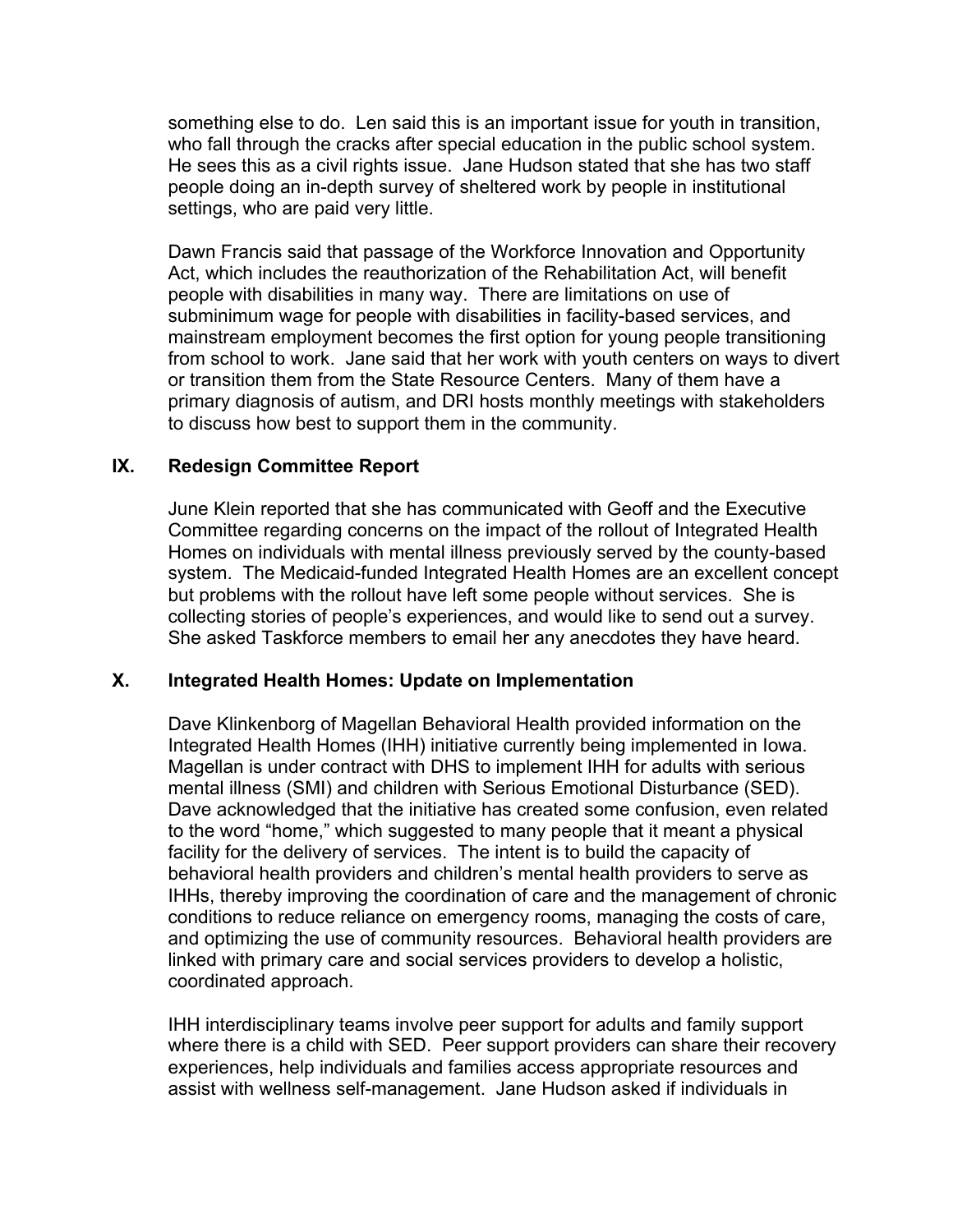something else to do. Len said this is an important issue for youth in transition, who fall through the cracks after special education in the public school system. He sees this as a civil rights issue. Jane Hudson stated that she has two staff people doing an in-depth survey of sheltered work by people in institutional settings, who are paid very little.

Dawn Francis said that passage of the Workforce Innovation and Opportunity Act, which includes the reauthorization of the Rehabilitation Act, will benefit people with disabilities in many way. There are limitations on use of subminimum wage for people with disabilities in facility-based services, and mainstream employment becomes the first option for young people transitioning from school to work. Jane said that her work with youth centers on ways to divert or transition them from the State Resource Centers. Many of them have a primary diagnosis of autism, and DRI hosts monthly meetings with stakeholders to discuss how best to support them in the community.

## IX. Redesign Committee Report

June Klein reported that she has communicated with Geoff and the Executive Committee regarding concerns on the impact of the rollout of Integrated Health Homes on individuals with mental illness previously served by the county-based system. The Medicaid-funded Integrated Health Homes are an excellent concept but problems with the rollout have left some people without services. She is collecting stories of people's experiences, and would like to send out a survey. She asked Taskforce members to email her any anecdotes they have heard.

## X. Integrated Health Homes: Update on Implementation

Dave Klinkenborg of Magellan Behavioral Health provided information on the Integrated Health Homes (IHH) initiative currently being implemented in Iowa. Magellan is under contract with DHS to implement IHH for adults with serious mental illness (SMI) and children with Serious Emotional Disturbance (SED). Dave acknowledged that the initiative has created some confusion, even related to the word "home," which suggested to many people that it meant a physical facility for the delivery of services. The intent is to build the capacity of behavioral health providers and children's mental health providers to serve as IHHs, thereby improving the coordination of care and the management of chronic conditions to reduce reliance on emergency rooms, managing the costs of care, and optimizing the use of community resources. Behavioral health providers are linked with primary care and social services providers to develop a holistic, coordinated approach.

IHH interdisciplinary teams involve peer support for adults and family support where there is a child with SED. Peer support providers can share their recovery experiences, help individuals and families access appropriate resources and assist with wellness self-management. Jane Hudson asked if individuals in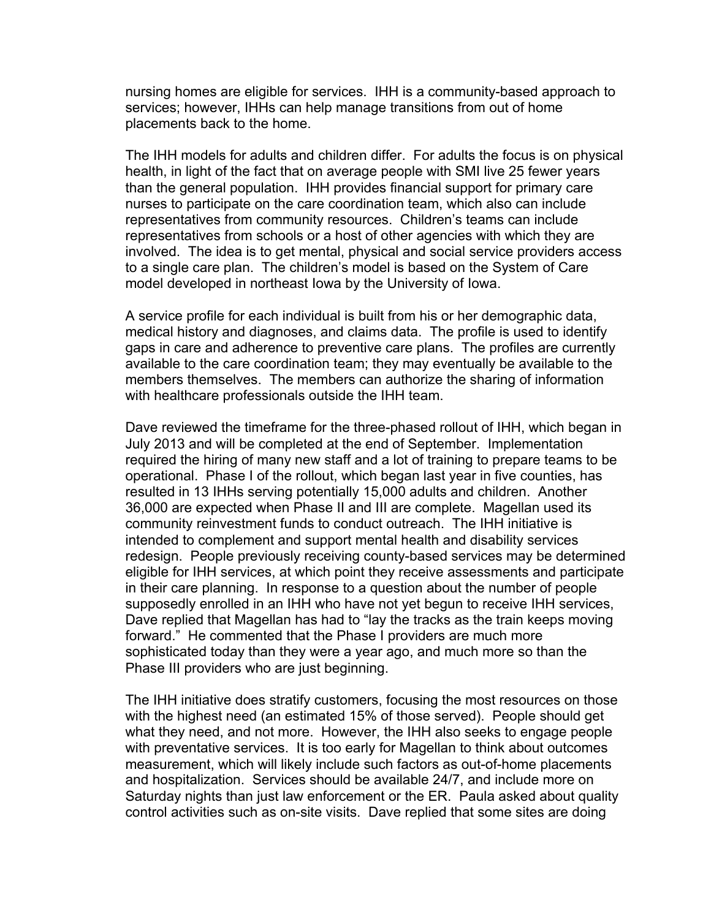nursing homes are eligible for services. IHH is a community-based approach to services; however, IHHs can help manage transitions from out of home placements back to the home.

The IHH models for adults and children differ. For adults the focus is on physical health, in light of the fact that on average people with SMI live 25 fewer years than the general population. IHH provides financial support for primary care nurses to participate on the care coordination team, which also can include representatives from community resources. Children's teams can include representatives from schools or a host of other agencies with which they are involved. The idea is to get mental, physical and social service providers access to a single care plan. The children's model is based on the System of Care model developed in northeast Iowa by the University of Iowa.

A service profile for each individual is built from his or her demographic data, medical history and diagnoses, and claims data. The profile is used to identify gaps in care and adherence to preventive care plans. The profiles are currently available to the care coordination team; they may eventually be available to the members themselves. The members can authorize the sharing of information with healthcare professionals outside the IHH team.

Dave reviewed the timeframe for the three-phased rollout of IHH, which began in July 2013 and will be completed at the end of September. Implementation required the hiring of many new staff and a lot of training to prepare teams to be operational. Phase I of the rollout, which began last year in five counties, has resulted in 13 IHHs serving potentially 15,000 adults and children. Another 36,000 are expected when Phase II and III are complete. Magellan used its community reinvestment funds to conduct outreach. The IHH initiative is intended to complement and support mental health and disability services redesign. People previously receiving county-based services may be determined eligible for IHH services, at which point they receive assessments and participate in their care planning. In response to a question about the number of people supposedly enrolled in an IHH who have not yet begun to receive IHH services, Dave replied that Magellan has had to "lay the tracks as the train keeps moving forward." He commented that the Phase I providers are much more sophisticated today than they were a year ago, and much more so than the Phase III providers who are just beginning.

The IHH initiative does stratify customers, focusing the most resources on those with the highest need (an estimated 15% of those served). People should get what they need, and not more. However, the IHH also seeks to engage people with preventative services. It is too early for Magellan to think about outcomes measurement, which will likely include such factors as out-of-home placements and hospitalization. Services should be available 24/7, and include more on Saturday nights than just law enforcement or the ER. Paula asked about quality control activities such as on-site visits. Dave replied that some sites are doing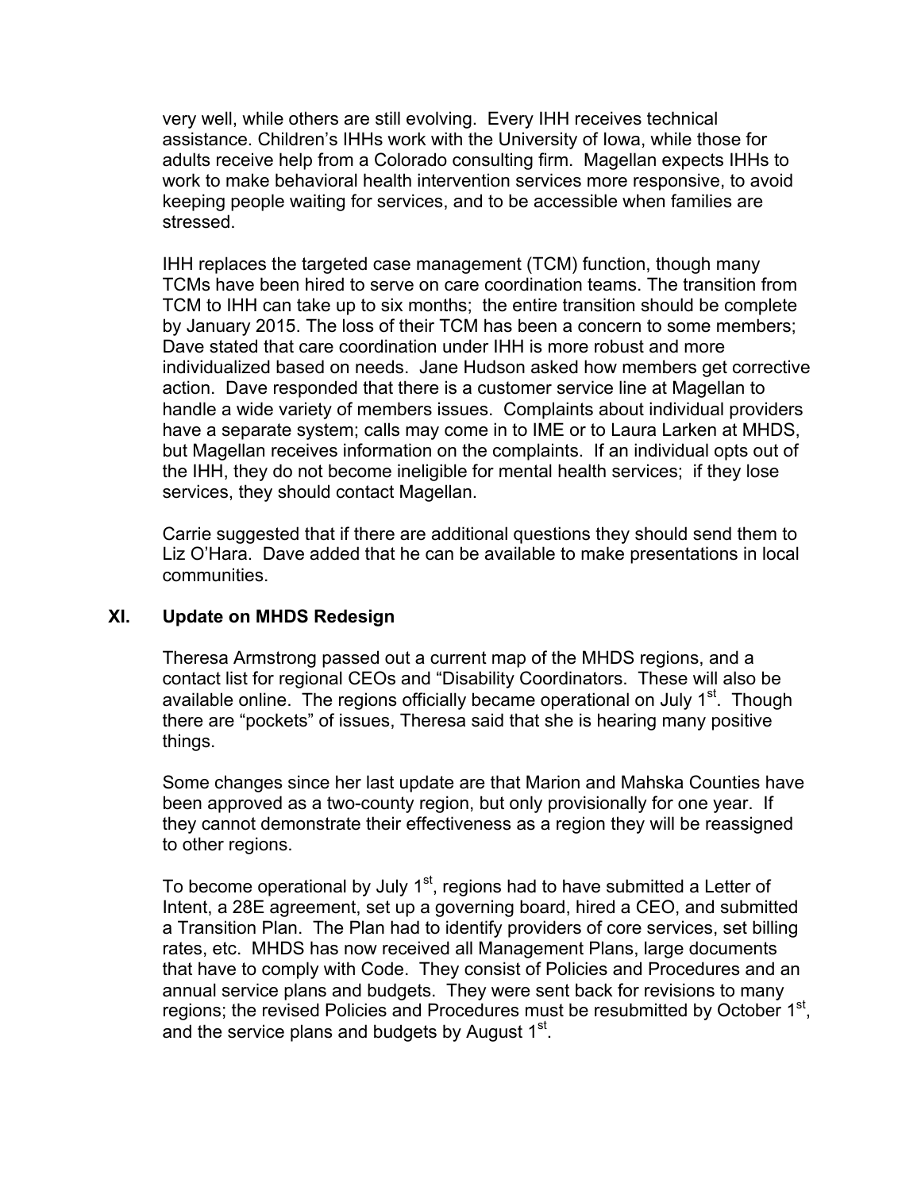very well, while others are still evolving. Every IHH receives technical assistance. Children's IHHs work with the University of Iowa, while those for adults receive help from a Colorado consulting firm. Magellan expects IHHs to work to make behavioral health intervention services more responsive, to avoid keeping people waiting for services, and to be accessible when families are stressed.

IHH replaces the targeted case management (TCM) function, though many TCMs have been hired to serve on care coordination teams. The transition from TCM to IHH can take up to six months; the entire transition should be complete by January 2015. The loss of their TCM has been a concern to some members; Dave stated that care coordination under IHH is more robust and more individualized based on needs. Jane Hudson asked how members get corrective action. Dave responded that there is a customer service line at Magellan to handle a wide variety of members issues. Complaints about individual providers have a separate system; calls may come in to IME or to Laura Larken at MHDS, but Magellan receives information on the complaints. If an individual opts out of the IHH, they do not become ineligible for mental health services; if they lose services, they should contact Magellan.

Carrie suggested that if there are additional questions they should send them to Liz O'Hara. Dave added that he can be available to make presentations in local communities.

## XI. Update on MHDS Redesign

Theresa Armstrong passed out a current map of the MHDS regions, and a contact list for regional CEOs and "Disability Coordinators. These will also be available online. The regions officially became operational on July 1st. Though there are "pockets" of issues, Theresa said that she is hearing many positive things.

Some changes since her last update are that Marion and Mahska Counties have been approved as a two-county region, but only provisionally for one year. If they cannot demonstrate their effectiveness as a region they will be reassigned to other regions.

To become operational by July 1st, regions had to have submitted a Letter of Intent, a 28E agreement, set up a governing board, hired a CEO, and submitted a Transition Plan. The Plan had to identify providers of core services, set billing rates, etc. MHDS has now received all Management Plans, large documents that have to comply with Code. They consist of Policies and Procedures and an annual service plans and budgets. They were sent back for revisions to many regions; the revised Policies and Procedures must be resubmitted by October 1st, and the service plans and budgets by August 1st.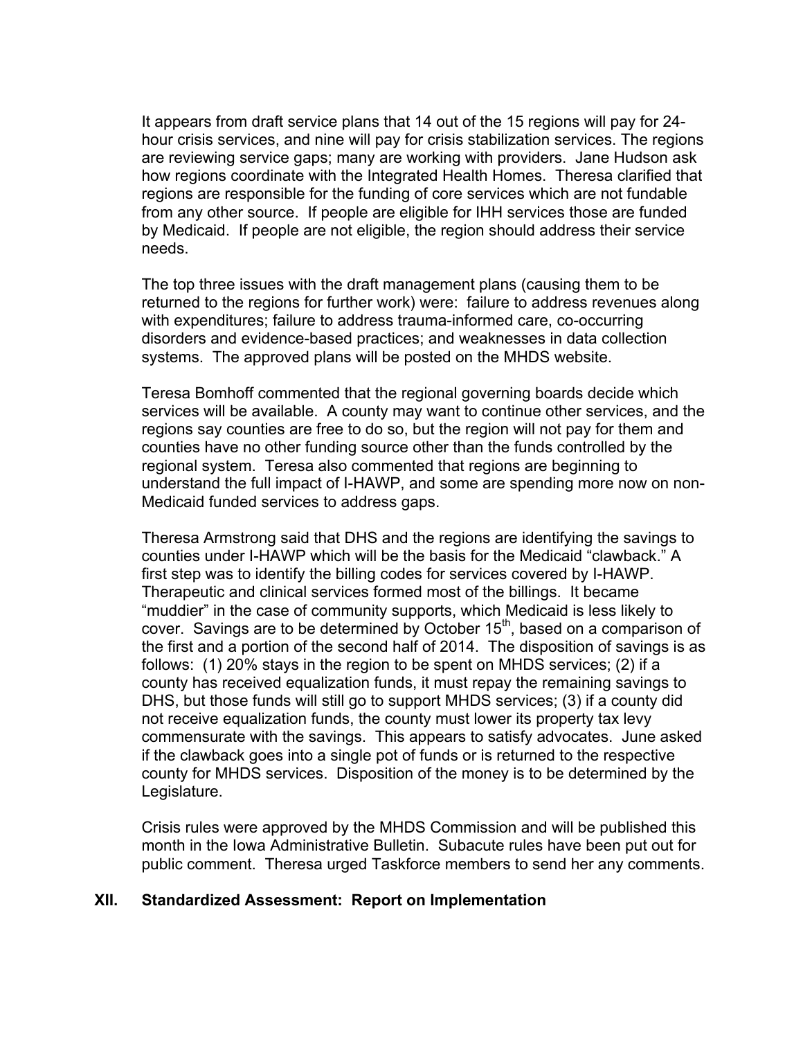It appears from draft service plans that 14 out of the 15 regions will pay for 24-hour crisis services, and nine will pay for crisis stabilization services. The regions are reviewing service gaps; many are working with providers. Jane Hudson ask how regions coordinate with the Integrated Health Homes. Theresa clarified that regions are responsible for the funding of core services which are not fundable from any other source. If people are eligible for IHH services those are funded by Medicaid. If people are not eligible, the region should address their service needs.

The top three issues with the draft management plans (causing them to be returned to the regions for further work) were: failure to address revenues along with expenditures; failure to address trauma-informed care, co-occurring disorders and evidence-based practices; and weaknesses in data collection systems. The approved plans will be posted on the MHDS website.

Teresa Bomhoff commented that the regional governing boards decide which services will be available. A county may want to continue other services, and the regions say counties are free to do so, but the region will not pay for them and counties have no other funding source other than the funds controlled by the regional system. Teresa also commented that regions are beginning to understand the full impact of I-HAWP, and some are spending more now on non-Medicaid funded services to address gaps.

Theresa Armstrong said that DHS and the regions are identifying the savings to counties under I-HAWP which will be the basis for the Medicaid "clawback." A first step was to identify the billing codes for services covered by I-HAWP. Therapeutic and clinical services formed most of the billings. It became "muddier" in the case of community supports, which Medicaid is less likely to cover. Savings are to be determined by October 15th, based on a comparison of the first and a portion of the second half of 2014. The disposition of savings is as follows: (1) 20% stays in the region to be spent on MHDS services; (2) if a county has received equalization funds, it must repay the remaining savings to DHS, but those funds will still go to support MHDS services; (3) if a county did not receive equalization funds, the county must lower its property tax levy commensurate with the savings. This appears to satisfy advocates. June asked if the clawback goes into a single pot of funds or is returned to the respective county for MHDS services. Disposition of the money is to be determined by the Legislature.

Crisis rules were approved by the MHDS Commission and will be published this month in the Iowa Administrative Bulletin. Subacute rules have been put out for public comment. Theresa urged Taskforce members to send her any comments.

## XII. Standardized Assessment: Report on Implementation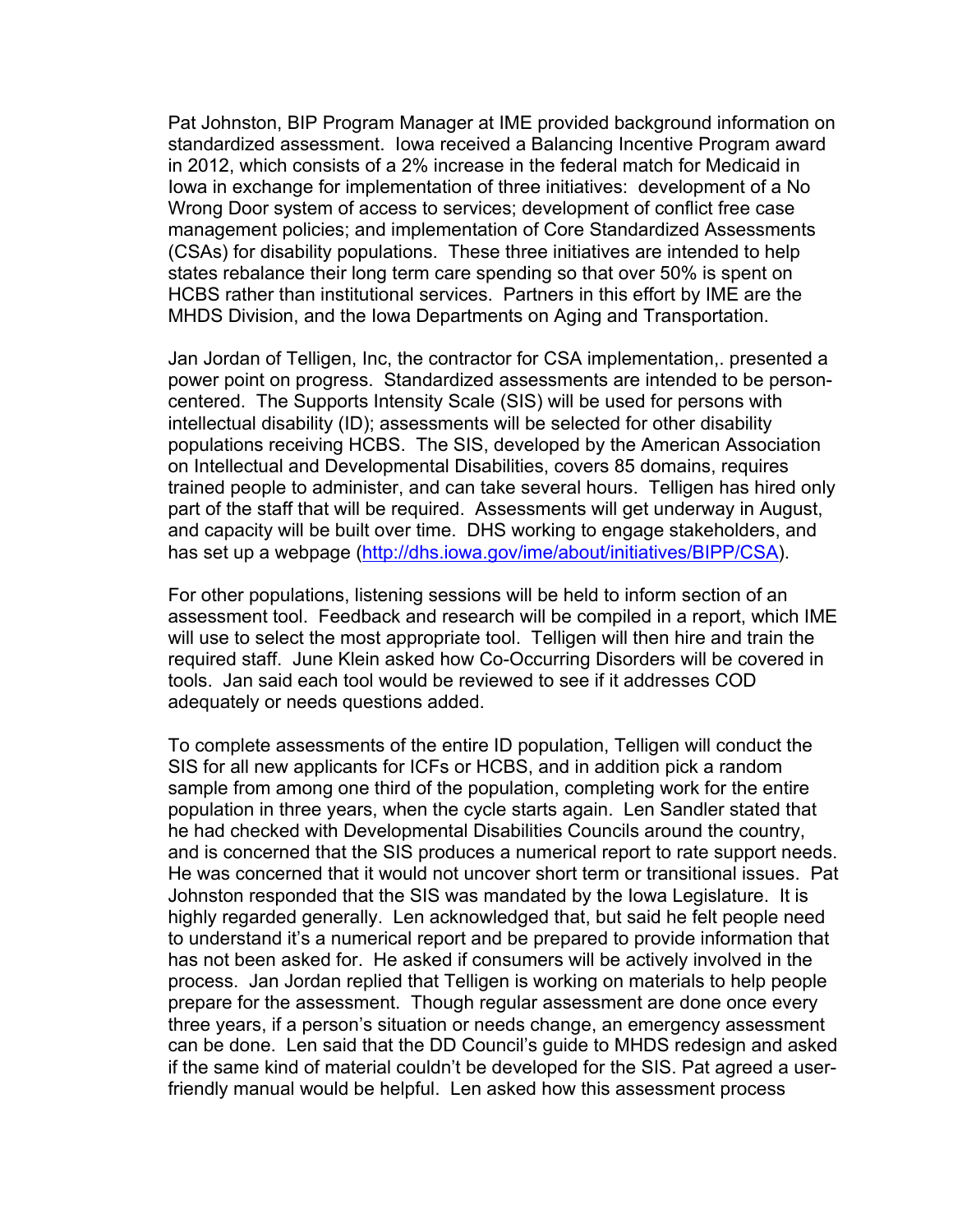Pat Johnston, BIP Program Manager at IME provided background information on standardized assessment. Iowa received a Balancing Incentive Program award in 2012, which consists of a 2% increase in the federal match for Medicaid in Iowa in exchange for implementation of three initiatives: development of a No Wrong Door system of access to services; development of conflict free case management policies; and implementation of Core Standardized Assessments (CSAs) for disability populations. These three initiatives are intended to help states rebalance their long term care spending so that over 50% is spent on HCBS rather than institutional services. Partners in this effort by IME are the MHDS Division, and the Iowa Departments on Aging and Transportation.

Jan Jordan of Telligen, Inc, the contractor for CSA implementation,. presented a power point on progress. Standardized assessments are intended to be person-centered. The Supports Intensity Scale (SIS) will be used for persons with intellectual disability (ID); assessments will be selected for other disability populations receiving HCBS. The SIS, developed by the American Association on Intellectual and Developmental Disabilities, covers 85 domains, requires trained people to administer, and can take several hours. Telligen has hired only part of the staff that will be required. Assessments will get underway in August, and capacity will be built over time. DHS working to engage stakeholders, and has set up a webpage (http://dhs.iowa.gov/ime/about/initiatives/BIPP/CSA).

For other populations, listening sessions will be held to inform section of an assessment tool. Feedback and research will be compiled in a report, which IME will use to select the most appropriate tool. Telligen will then hire and train the required staff. June Klein asked how Co-Occurring Disorders will be covered in tools. Jan said each tool would be reviewed to see if it addresses COD adequately or needs questions added.

To complete assessments of the entire ID population, Telligen will conduct the SIS for all new applicants for ICFs or HCBS, and in addition pick a random sample from among one third of the population, completing work for the entire population in three years, when the cycle starts again. Len Sandler stated that he had checked with Developmental Disabilities Councils around the country, and is concerned that the SIS produces a numerical report to rate support needs. He was concerned that it would not uncover short term or transitional issues. Pat Johnston responded that the SIS was mandated by the Iowa Legislature. It is highly regarded generally. Len acknowledged that, but said he felt people need to understand it's a numerical report and be prepared to provide information that has not been asked for. He asked if consumers will be actively involved in the process. Jan Jordan replied that Telligen is working on materials to help people prepare for the assessment. Though regular assessment are done once every three years, if a person's situation or needs change, an emergency assessment can be done. Len said that the DD Council's guide to MHDS redesign and asked if the same kind of material couldn't be developed for the SIS. Pat agreed a user-friendly manual would be helpful. Len asked how this assessment process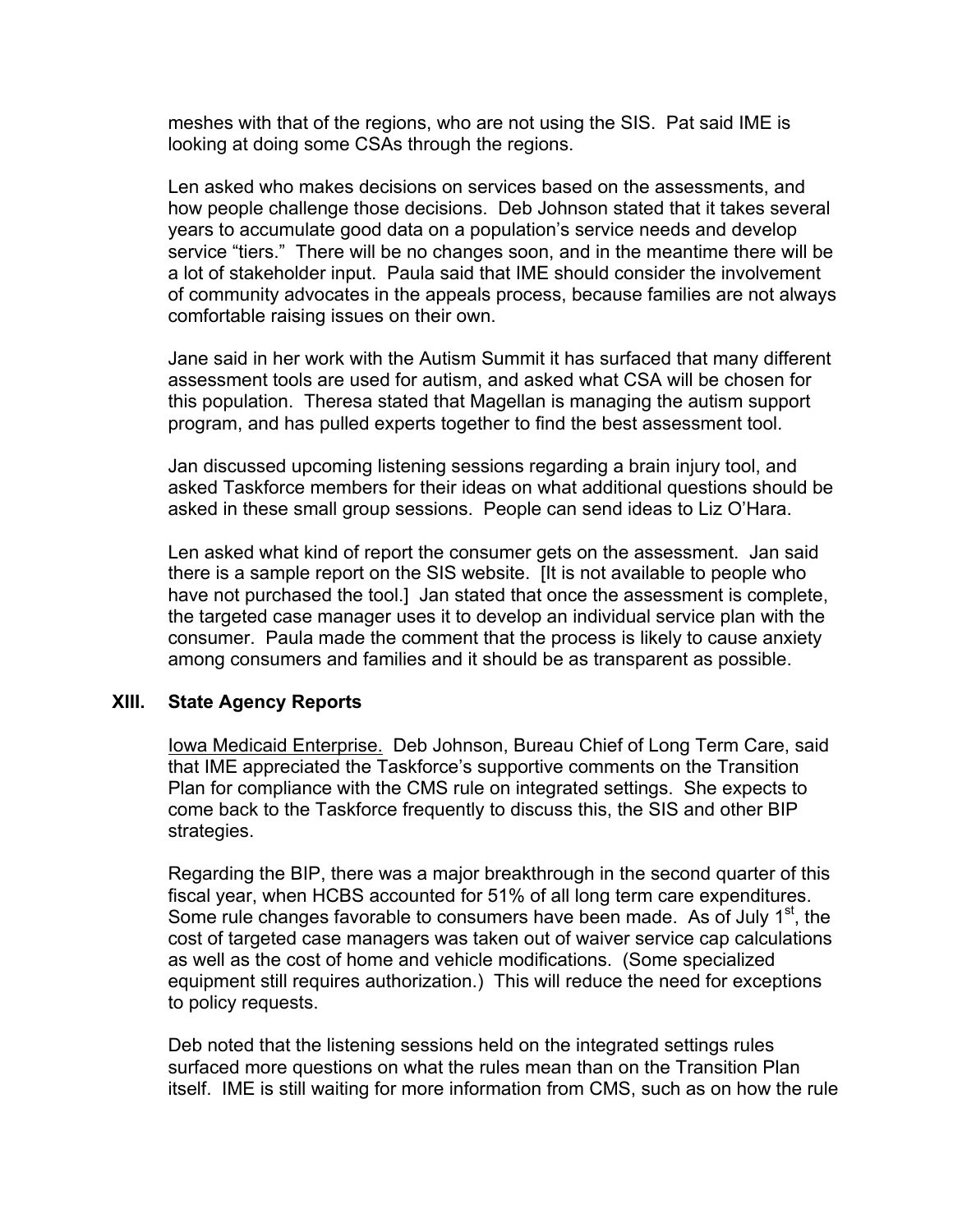meshes with that of the regions, who are not using the SIS. Pat said IME is looking at doing some CSAs through the regions.

Len asked who makes decisions on services based on the assessments, and how people challenge those decisions. Deb Johnson stated that it takes several years to accumulate good data on a population's service needs and develop service "tiers." There will be no changes soon, and in the meantime there will be a lot of stakeholder input. Paula said that IME should consider the involvement of community advocates in the appeals process, because families are not always comfortable raising issues on their own.

Jane said in her work with the Autism Summit it has surfaced that many different assessment tools are used for autism, and asked what CSA will be chosen for this population. Theresa stated that Magellan is managing the autism support program, and has pulled experts together to find the best assessment tool.

Jan discussed upcoming listening sessions regarding a brain injury tool, and asked Taskforce members for their ideas on what additional questions should be asked in these small group sessions. People can send ideas to Liz O'Hara.

Len asked what kind of report the consumer gets on the assessment. Jan said there is a sample report on the SIS website. [It is not available to people who have not purchased the tool.] Jan stated that once the assessment is complete, the targeted case manager uses it to develop an individual service plan with the consumer. Paula made the comment that the process is likely to cause anxiety among consumers and families and it should be as transparent as possible.

## XIII. State Agency Reports

Iowa Medicaid Enterprise. Deb Johnson, Bureau Chief of Long Term Care, said that IME appreciated the Taskforce's supportive comments on the Transition Plan for compliance with the CMS rule on integrated settings. She expects to come back to the Taskforce frequently to discuss this, the SIS and other BIP strategies.

Regarding the BIP, there was a major breakthrough in the second quarter of this fiscal year, when HCBS accounted for 51% of all long term care expenditures. Some rule changes favorable to consumers have been made. As of July 1st, the cost of targeted case managers was taken out of waiver service cap calculations as well as the cost of home and vehicle modifications. (Some specialized equipment still requires authorization.) This will reduce the need for exceptions to policy requests.

Deb noted that the listening sessions held on the integrated settings rules surfaced more questions on what the rules mean than on the Transition Plan itself. IME is still waiting for more information from CMS, such as on how the rule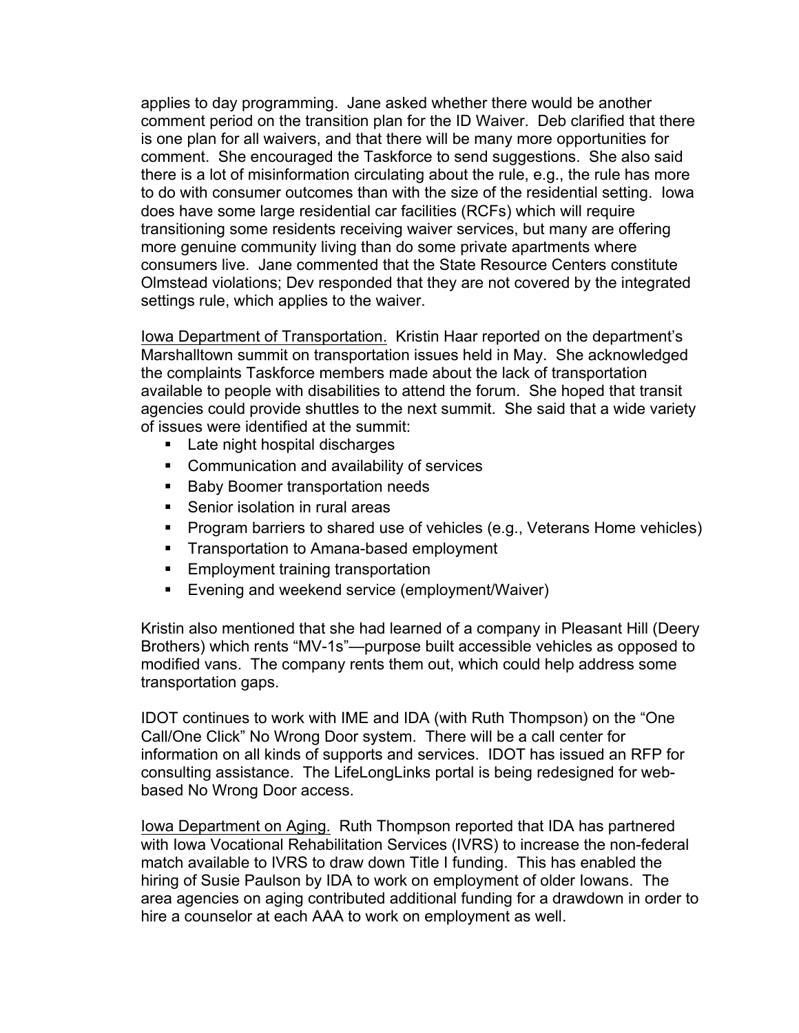applies to day programming. Jane asked whether there would be another comment period on the transition plan for the ID Waiver. Deb clarified that there is one plan for all waivers, and that there will be many more opportunities for comment. She encouraged the Taskforce to send suggestions. She also said there is a lot of misinformation circulating about the rule, e.g., the rule has more to do with consumer outcomes than with the size of the residential setting. Iowa does have some large residential car facilities (RCFs) which will require transitioning some residents receiving waiver services, but many are offering more genuine community living than do some private apartments where consumers live. Jane commented that the State Resource Centers constitute Olmstead violations; Dev responded that they are not covered by the integrated settings rule, which applies to the waiver.

<u>Iowa Department of Transportation.</u> Kristin Haar reported on the department's Marshalltown summit on transportation issues held in May. She acknowledged the complaints Taskforce members made about the lack of transportation available to people with disabilities to attend the forum. She hoped that transit agencies could provide shuttles to the next summit. She said that a wide variety of issues were identified at the summit:

- Late night hospital discharges
- Communication and availability of services
- Baby Boomer transportation needs
- Senior isolation in rural areas
- Program barriers to shared use of vehicles (e.g., Veterans Home vehicles)
- Transportation to Amana-based employment
- Employment training transportation
- Evening and weekend service (employment/Waiver)

Kristin also mentioned that she had learned of a company in Pleasant Hill (Deery Brothers) which rents "MV-1s"—purpose built accessible vehicles as opposed to modified vans. The company rents them out, which could help address some transportation gaps.

IDOT continues to work with IME and IDA (with Ruth Thompson) on the "One Call/One Click" No Wrong Door system. There will be a call center for information on all kinds of supports and services. IDOT has issued an RFP for consulting assistance. The LifeLongLinks portal is being redesigned for web-based No Wrong Door access.

<u>Iowa Department on Aging.</u> Ruth Thompson reported that IDA has partnered with Iowa Vocational Rehabilitation Services (IVRS) to increase the non-federal match available to IVRS to draw down Title I funding. This has enabled the hiring of Susie Paulson by IDA to work on employment of older Iowans. The area agencies on aging contributed additional funding for a drawdown in order to hire a counselor at each AAA to work on employment as well.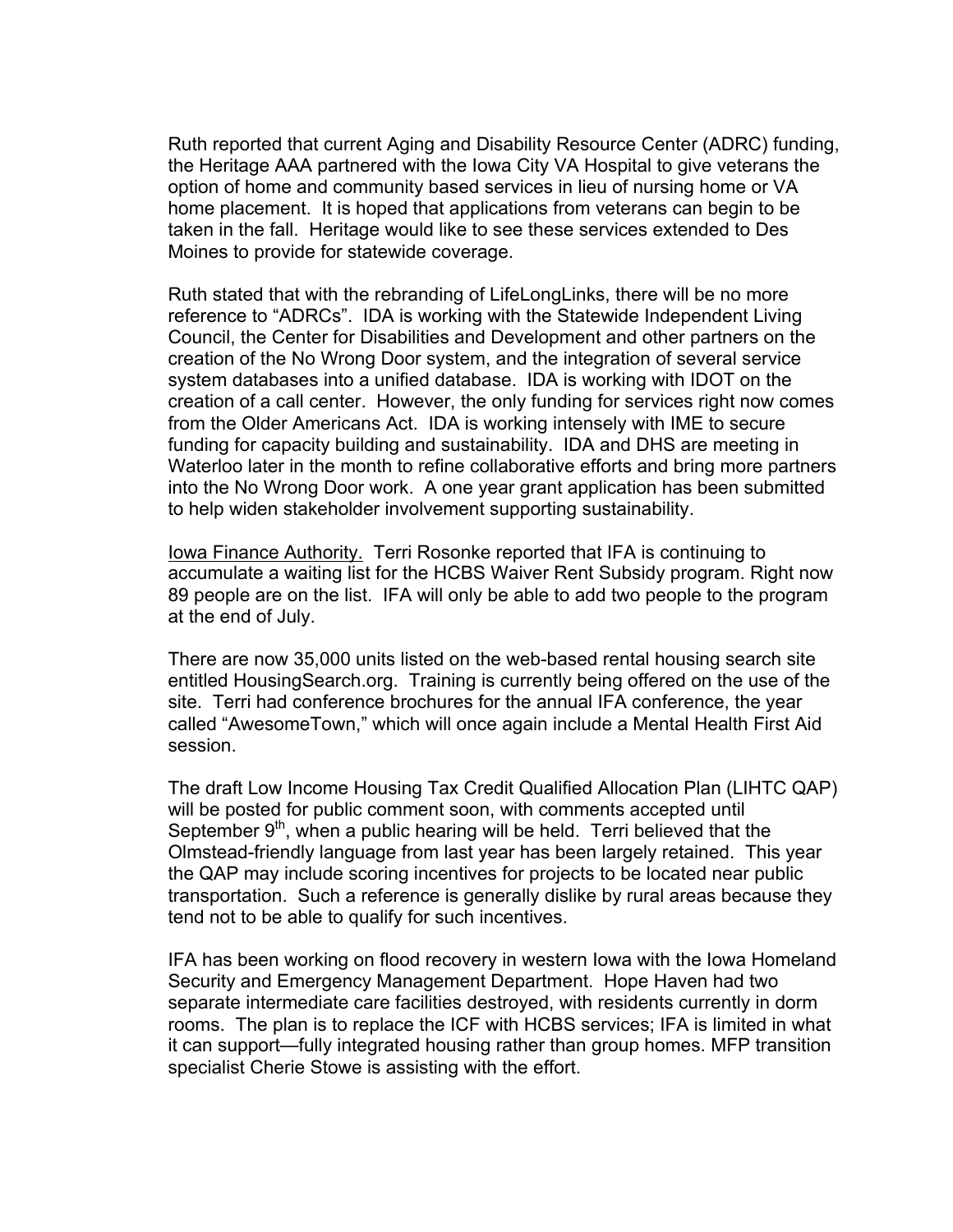Ruth reported that current Aging and Disability Resource Center (ADRC) funding, the Heritage AAA partnered with the Iowa City VA Hospital to give veterans the option of home and community based services in lieu of nursing home or VA home placement. It is hoped that applications from veterans can begin to be taken in the fall. Heritage would like to see these services extended to Des Moines to provide for statewide coverage.

Ruth stated that with the rebranding of LifeLongLinks, there will be no more reference to “ADRCs”. IDA is working with the Statewide Independent Living Council, the Center for Disabilities and Development and other partners on the creation of the No Wrong Door system, and the integration of several service system databases into a unified database. IDA is working with IDOT on the creation of a call center. However, the only funding for services right now comes from the Older Americans Act. IDA is working intensely with IME to secure funding for capacity building and sustainability. IDA and DHS are meeting in Waterloo later in the month to refine collaborative efforts and bring more partners into the No Wrong Door work. A one year grant application has been submitted to help widen stakeholder involvement supporting sustainability.

<u>Iowa Finance Authority.</u> Terri Rosonke reported that IFA is continuing to accumulate a waiting list for the HCBS Waiver Rent Subsidy program. Right now 89 people are on the list. IFA will only be able to add two people to the program at the end of July.

There are now 35,000 units listed on the web-based rental housing search site entitled HousingSearch.org. Training is currently being offered on the use of the site. Terri had conference brochures for the annual IFA conference, the year called “AwesomeTown,” which will once again include a Mental Health First Aid session.

The draft Low Income Housing Tax Credit Qualified Allocation Plan (LIHTC QAP) will be posted for public comment soon, with comments accepted until September 9th, when a public hearing will be held. Terri believed that the Olmstead-friendly language from last year has been largely retained. This year the QAP may include scoring incentives for projects to be located near public transportation. Such a reference is generally dislike by rural areas because they tend not to be able to qualify for such incentives.

IFA has been working on flood recovery in western Iowa with the Iowa Homeland Security and Emergency Management Department. Hope Haven had two separate intermediate care facilities destroyed, with residents currently in dorm rooms. The plan is to replace the ICF with HCBS services; IFA is limited in what it can support—fully integrated housing rather than group homes. MFP transition specialist Cherie Stowe is assisting with the effort.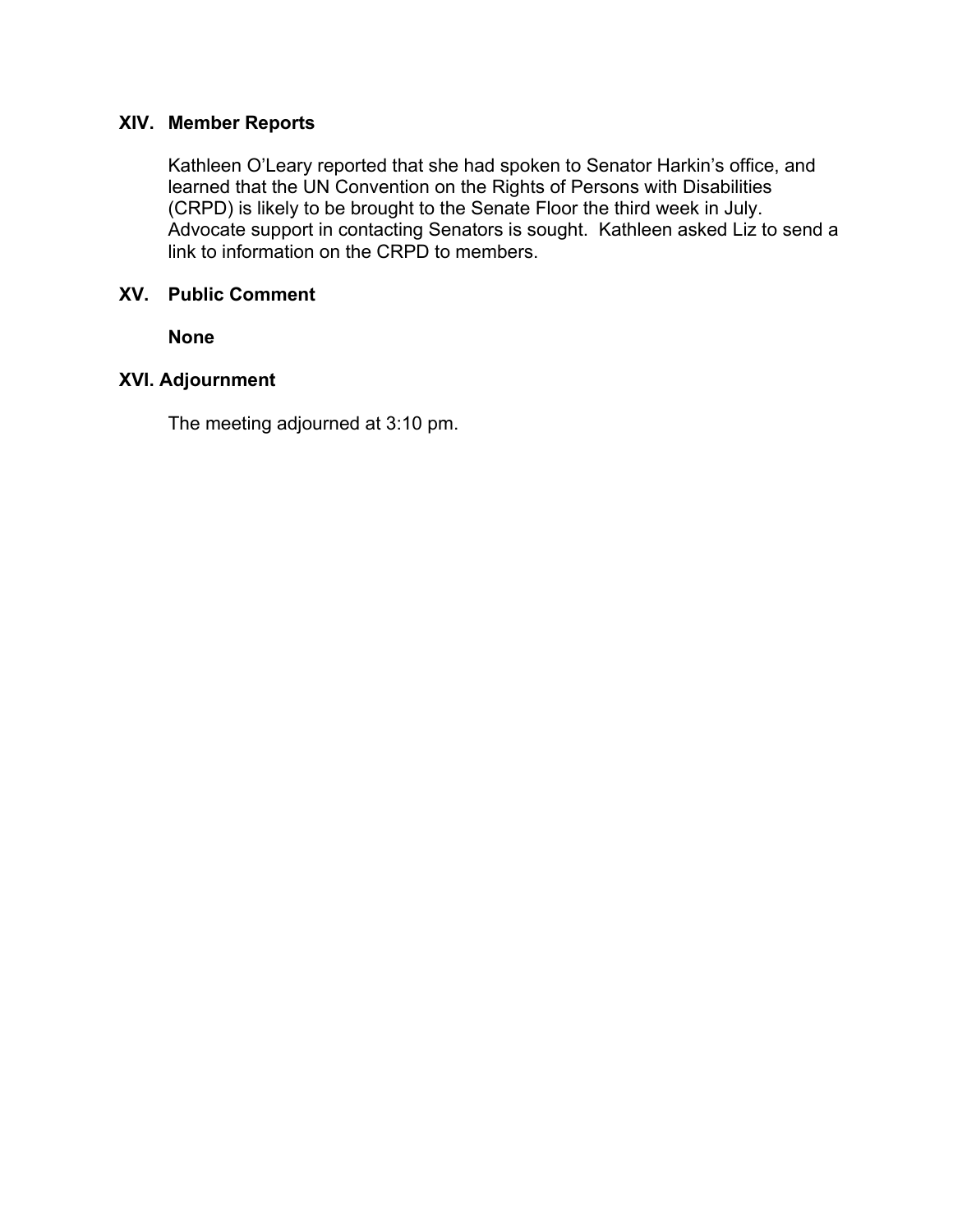## XIV. Member Reports

Kathleen O'Leary reported that she had spoken to Senator Harkin's office, and learned that the UN Convention on the Rights of Persons with Disabilities (CRPD) is likely to be brought to the Senate Floor the third week in July. Advocate support in contacting Senators is sought. Kathleen asked Liz to send a link to information on the CRPD to members.

## XV. Public Comment

**None**

## XVI. Adjournment

The meeting adjourned at 3:10 pm.